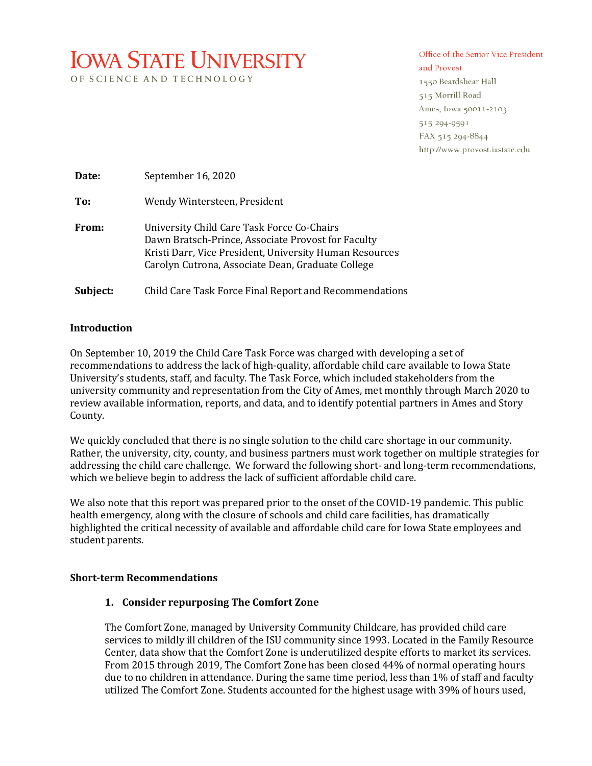# IOWA STATE UNIVERSITY

OF SCIENCE AND TECHNOLOGY

Office of the Senior Vice President and Provost
1550 Beardshear Hall
515 Morrill Road
Ames, Iowa 50011-2103
515 294-9591
FAX 515 294-8844
http://www.provost.iastate.edu

| | |
|---|---|
| **Date:** | September 16, 2020 |
| **To:** | Wendy Wintersteen, President |
| **From:** | University Child Care Task Force Co-Chairs<br>Dawn Bratsch-Prince, Associate Provost for Faculty<br>Kristi Darr, Vice President, University Human Resources<br>Carolyn Cutrona, Associate Dean, Graduate College |
| **Subject:** | Child Care Task Force Final Report and Recommendations |

## Introduction

On September 10, 2019 the Child Care Task Force was charged with developing a set of recommendations to address the lack of high-quality, affordable child care available to Iowa State University's students, staff, and faculty. The Task Force, which included stakeholders from the university community and representation from the City of Ames, met monthly through March 2020 to review available information, reports, and data, and to identify potential partners in Ames and Story County.

We quickly concluded that there is no single solution to the child care shortage in our community. Rather, the university, city, county, and business partners must work together on multiple strategies for addressing the child care challenge. We forward the following short- and long-term recommendations, which we believe begin to address the lack of sufficient affordable child care.

We also note that this report was prepared prior to the onset of the COVID-19 pandemic. This public health emergency, along with the closure of schools and child care facilities, has dramatically highlighted the critical necessity of available and affordable child care for Iowa State employees and student parents.

## Short-term Recommendations

### 1. Consider repurposing The Comfort Zone

The Comfort Zone, managed by University Community Childcare, has provided child care services to mildly ill children of the ISU community since 1993. Located in the Family Resource Center, data show that the Comfort Zone is underutilized despite efforts to market its services. From 2015 through 2019, The Comfort Zone has been closed 44% of normal operating hours due to no children in attendance. During the same time period, less than 1% of staff and faculty utilized The Comfort Zone. Students accounted for the highest usage with 39% of hours used,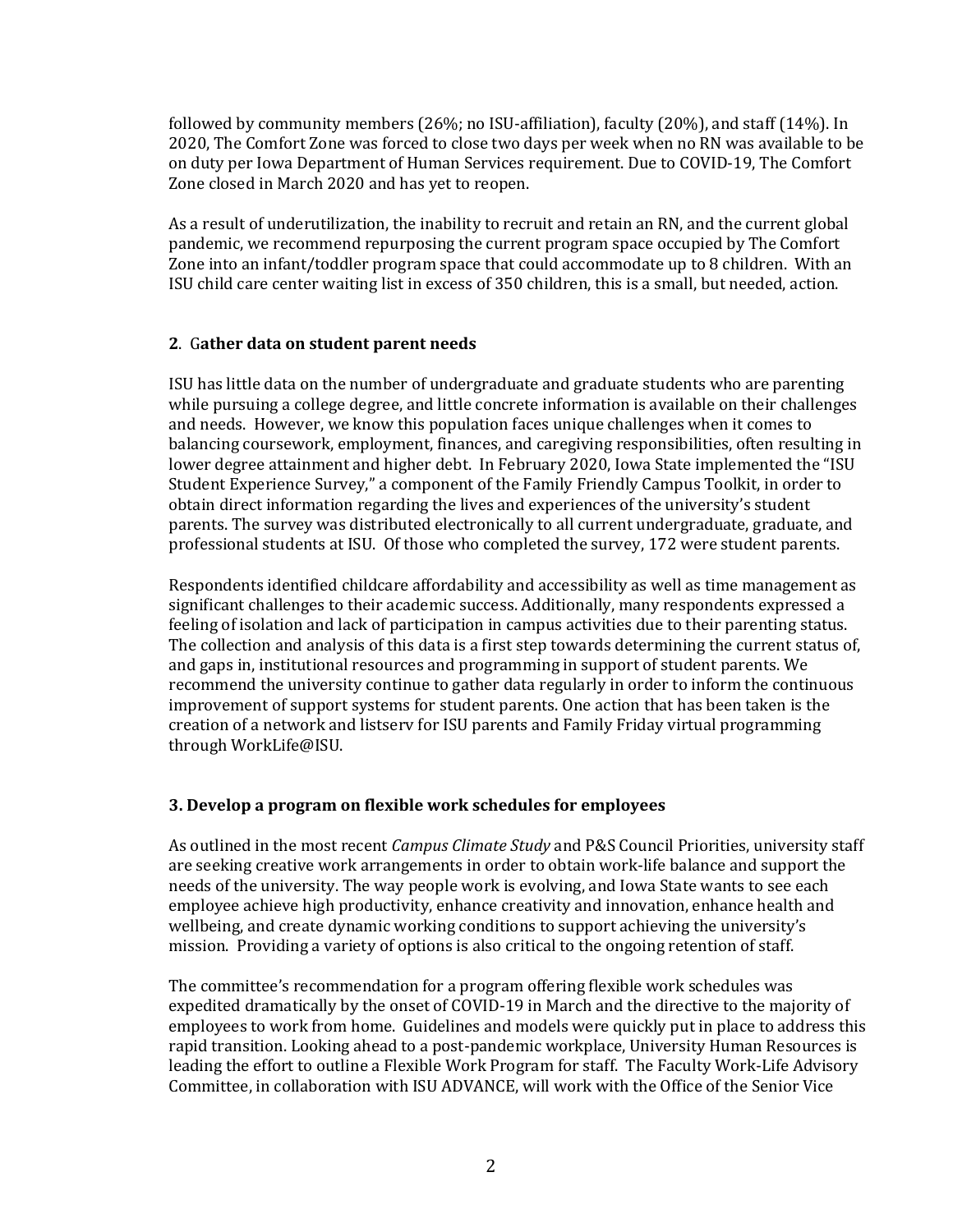followed by community members (26%; no ISU-affiliation), faculty (20%), and staff (14%). In 2020, The Comfort Zone was forced to close two days per week when no RN was available to be on duty per Iowa Department of Human Services requirement. Due to COVID-19, The Comfort Zone closed in March 2020 and has yet to reopen.

As a result of underutilization, the inability to recruit and retain an RN, and the current global pandemic, we recommend repurposing the current program space occupied by The Comfort Zone into an infant/toddler program space that could accommodate up to 8 children. With an ISU child care center waiting list in excess of 350 children, this is a small, but needed, action.

### 2. Gather data on student parent needs

ISU has little data on the number of undergraduate and graduate students who are parenting while pursuing a college degree, and little concrete information is available on their challenges and needs. However, we know this population faces unique challenges when it comes to balancing coursework, employment, finances, and caregiving responsibilities, often resulting in lower degree attainment and higher debt. In February 2020, Iowa State implemented the "ISU Student Experience Survey," a component of the Family Friendly Campus Toolkit, in order to obtain direct information regarding the lives and experiences of the university's student parents. The survey was distributed electronically to all current undergraduate, graduate, and professional students at ISU. Of those who completed the survey, 172 were student parents.

Respondents identified childcare affordability and accessibility as well as time management as significant challenges to their academic success. Additionally, many respondents expressed a feeling of isolation and lack of participation in campus activities due to their parenting status. The collection and analysis of this data is a first step towards determining the current status of, and gaps in, institutional resources and programming in support of student parents. We recommend the university continue to gather data regularly in order to inform the continuous improvement of support systems for student parents. One action that has been taken is the creation of a network and listserv for ISU parents and Family Friday virtual programming through WorkLife@ISU.

### 3. Develop a program on flexible work schedules for employees

As outlined in the most recent *Campus Climate Study* and P&S Council Priorities, university staff are seeking creative work arrangements in order to obtain work-life balance and support the needs of the university. The way people work is evolving, and Iowa State wants to see each employee achieve high productivity, enhance creativity and innovation, enhance health and wellbeing, and create dynamic working conditions to support achieving the university's mission. Providing a variety of options is also critical to the ongoing retention of staff.

The committee's recommendation for a program offering flexible work schedules was expedited dramatically by the onset of COVID-19 in March and the directive to the majority of employees to work from home. Guidelines and models were quickly put in place to address this rapid transition. Looking ahead to a post-pandemic workplace, University Human Resources is leading the effort to outline a Flexible Work Program for staff. The Faculty Work-Life Advisory Committee, in collaboration with ISU ADVANCE, will work with the Office of the Senior Vice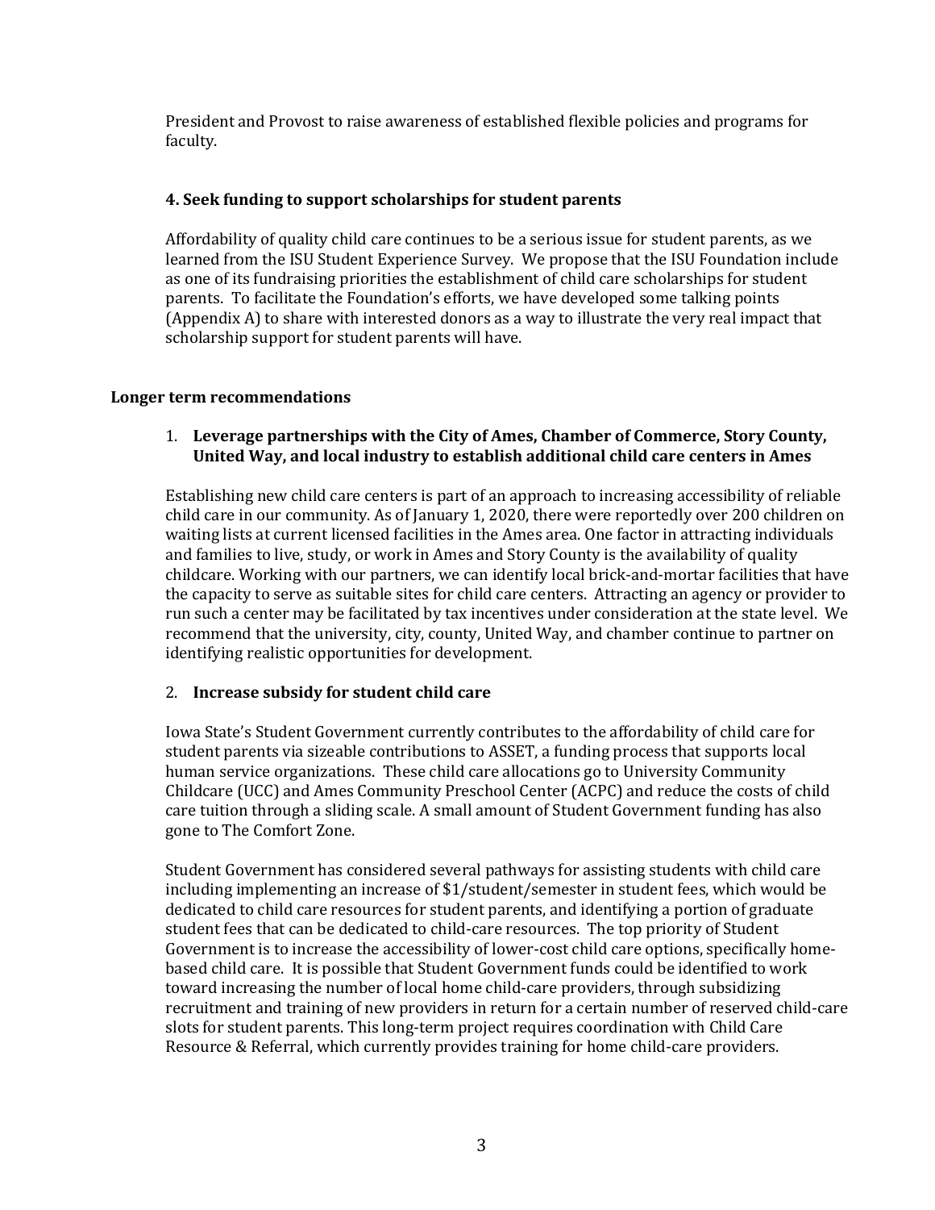President and Provost to raise awareness of established flexible policies and programs for faculty.

### 4. Seek funding to support scholarships for student parents

Affordability of quality child care continues to be a serious issue for student parents, as we learned from the ISU Student Experience Survey. We propose that the ISU Foundation include as one of its fundraising priorities the establishment of child care scholarships for student parents. To facilitate the Foundation's efforts, we have developed some talking points (Appendix A) to share with interested donors as a way to illustrate the very real impact that scholarship support for student parents will have.

## Longer term recommendations

1. **Leverage partnerships with the City of Ames, Chamber of Commerce, Story County, United Way, and local industry to establish additional child care centers in Ames**

Establishing new child care centers is part of an approach to increasing accessibility of reliable child care in our community. As of January 1, 2020, there were reportedly over 200 children on waiting lists at current licensed facilities in the Ames area. One factor in attracting individuals and families to live, study, or work in Ames and Story County is the availability of quality childcare. Working with our partners, we can identify local brick-and-mortar facilities that have the capacity to serve as suitable sites for child care centers. Attracting an agency or provider to run such a center may be facilitated by tax incentives under consideration at the state level. We recommend that the university, city, county, United Way, and chamber continue to partner on identifying realistic opportunities for development.

2. **Increase subsidy for student child care**

Iowa State's Student Government currently contributes to the affordability of child care for student parents via sizeable contributions to ASSET, a funding process that supports local human service organizations. These child care allocations go to University Community Childcare (UCC) and Ames Community Preschool Center (ACPC) and reduce the costs of child care tuition through a sliding scale. A small amount of Student Government funding has also gone to The Comfort Zone.

Student Government has considered several pathways for assisting students with child care including implementing an increase of $1/student/semester in student fees, which would be dedicated to child care resources for student parents, and identifying a portion of graduate student fees that can be dedicated to child-care resources. The top priority of Student Government is to increase the accessibility of lower-cost child care options, specifically home-based child care. It is possible that Student Government funds could be identified to work toward increasing the number of local home child-care providers, through subsidizing recruitment and training of new providers in return for a certain number of reserved child-care slots for student parents. This long-term project requires coordination with Child Care Resource & Referral, which currently provides training for home child-care providers.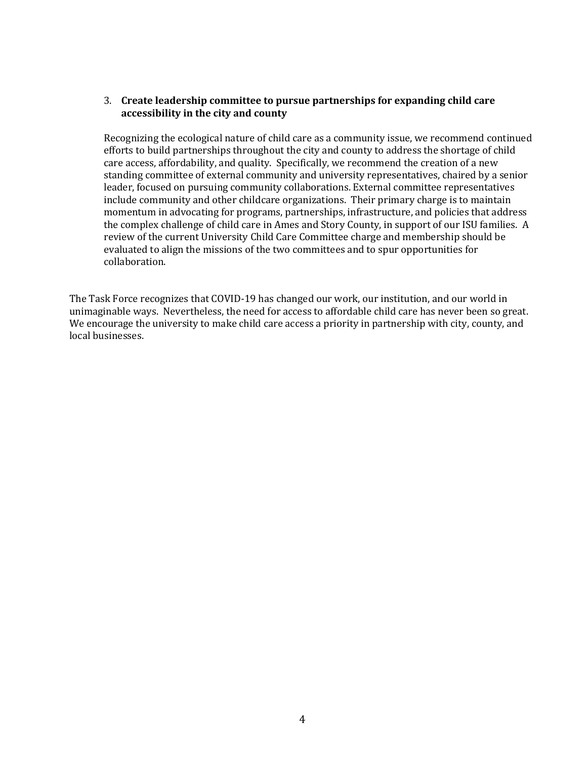3. **Create leadership committee to pursue partnerships for expanding child care accessibility in the city and county**

   Recognizing the ecological nature of child care as a community issue, we recommend continued efforts to build partnerships throughout the city and county to address the shortage of child care access, affordability, and quality. Specifically, we recommend the creation of a new standing committee of external community and university representatives, chaired by a senior leader, focused on pursuing community collaborations. External committee representatives include community and other childcare organizations. Their primary charge is to maintain momentum in advocating for programs, partnerships, infrastructure, and policies that address the complex challenge of child care in Ames and Story County, in support of our ISU families. A review of the current University Child Care Committee charge and membership should be evaluated to align the missions of the two committees and to spur opportunities for collaboration.

The Task Force recognizes that COVID-19 has changed our work, our institution, and our world in unimaginable ways. Nevertheless, the need for access to affordable child care has never been so great. We encourage the university to make child care access a priority in partnership with city, county, and local businesses.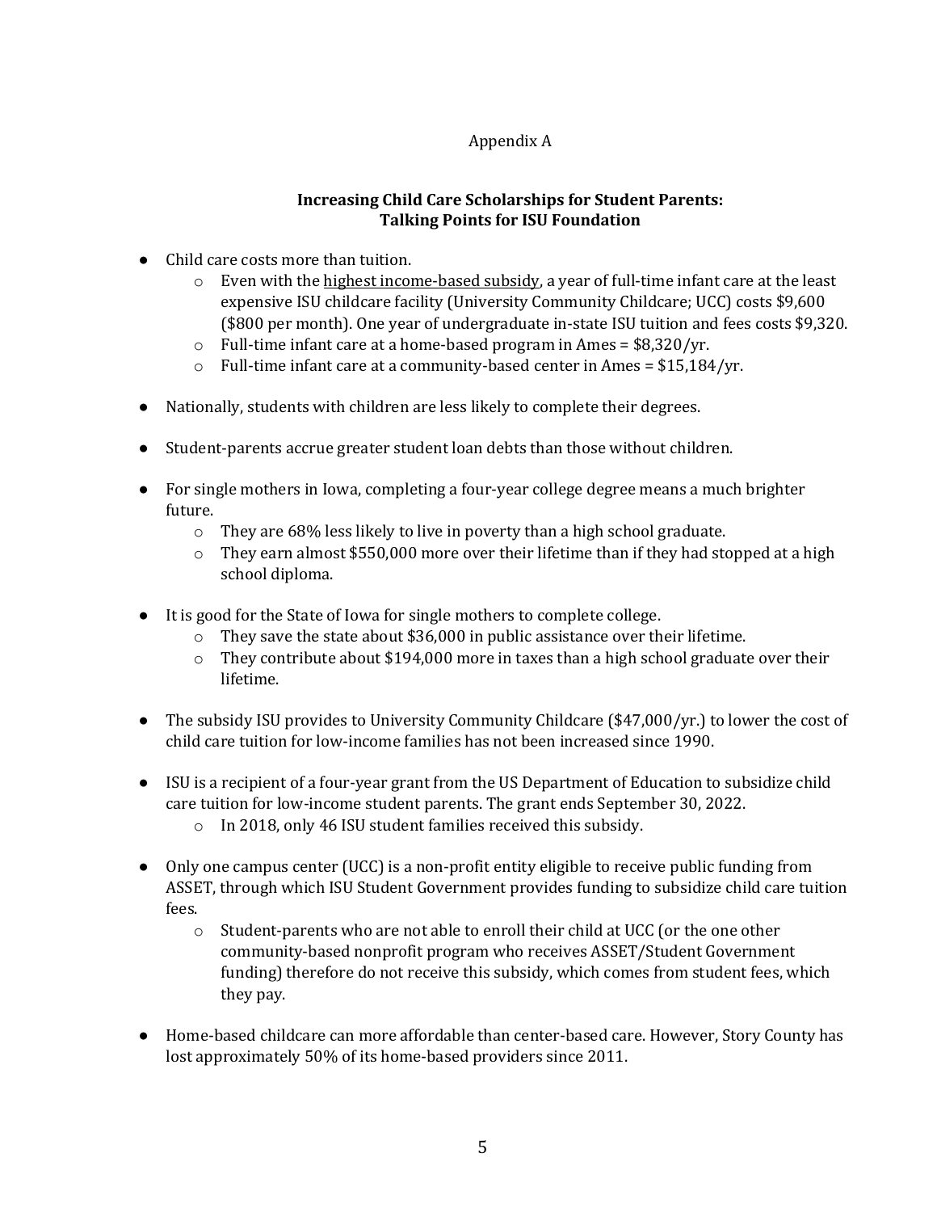Appendix A

## Increasing Child Care Scholarships for Student Parents: Talking Points for ISU Foundation

- Child care costs more than tuition.
  - Even with the highest income-based subsidy, a year of full-time infant care at the least expensive ISU childcare facility (University Community Childcare; UCC) costs $9,600 ($800 per month). One year of undergraduate in-state ISU tuition and fees costs $9,320.
  - Full-time infant care at a home-based program in Ames = $8,320/yr.
  - Full-time infant care at a community-based center in Ames = $15,184/yr.

- Nationally, students with children are less likely to complete their degrees.

- Student-parents accrue greater student loan debts than those without children.

- For single mothers in Iowa, completing a four-year college degree means a much brighter future.
  - They are 68% less likely to live in poverty than a high school graduate.
  - They earn almost $550,000 more over their lifetime than if they had stopped at a high school diploma.

- It is good for the State of Iowa for single mothers to complete college.
  - They save the state about $36,000 in public assistance over their lifetime.
  - They contribute about $194,000 more in taxes than a high school graduate over their lifetime.

- The subsidy ISU provides to University Community Childcare ($47,000/yr.) to lower the cost of child care tuition for low-income families has not been increased since 1990.

- ISU is a recipient of a four-year grant from the US Department of Education to subsidize child care tuition for low-income student parents. The grant ends September 30, 2022.
  - In 2018, only 46 ISU student families received this subsidy.

- Only one campus center (UCC) is a non-profit entity eligible to receive public funding from ASSET, through which ISU Student Government provides funding to subsidize child care tuition fees.
  - Student-parents who are not able to enroll their child at UCC (or the one other community-based nonprofit program who receives ASSET/Student Government funding) therefore do not receive this subsidy, which comes from student fees, which they pay.

- Home-based childcare can more affordable than center-based care. However, Story County has lost approximately 50% of its home-based providers since 2011.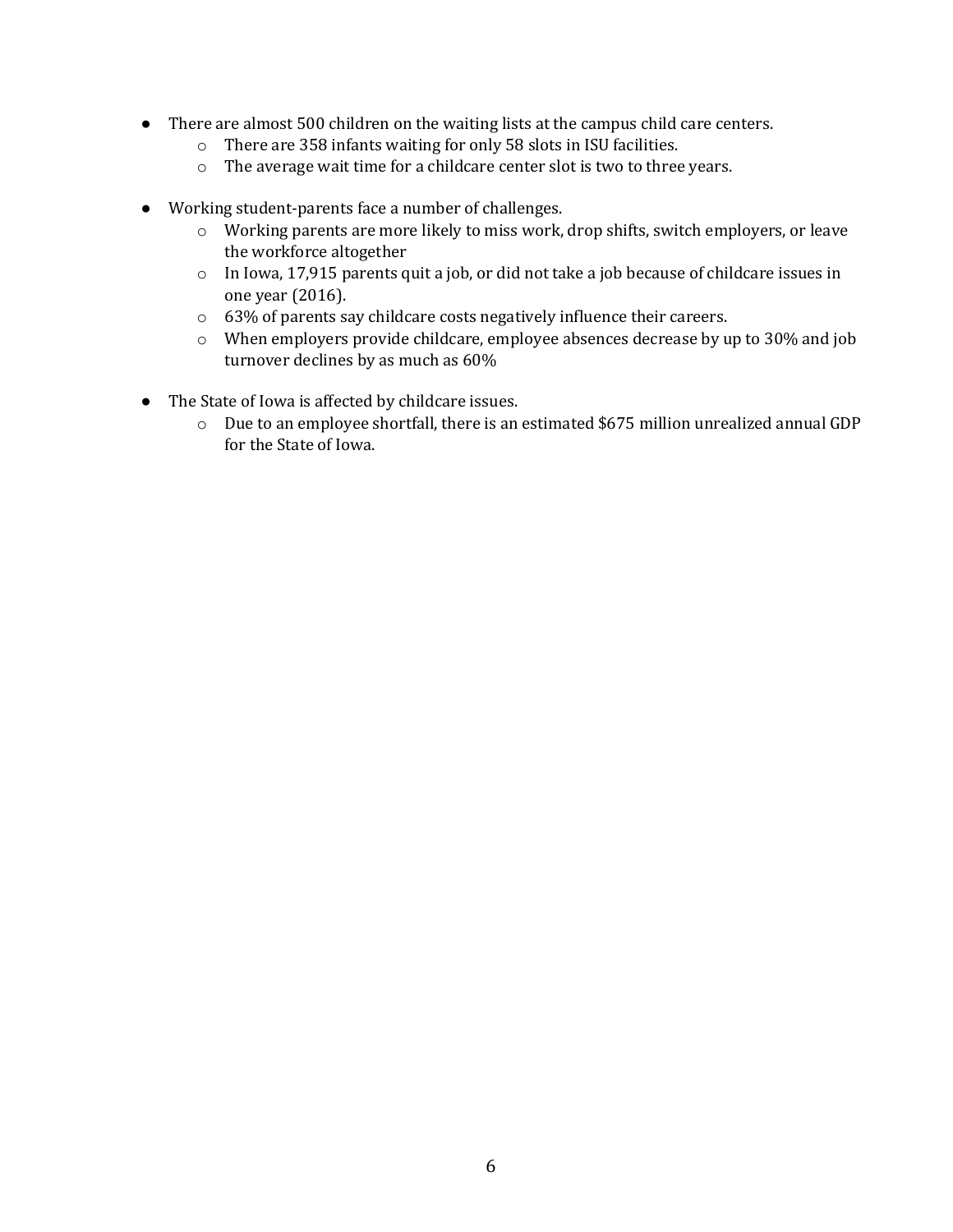- There are almost 500 children on the waiting lists at the campus child care centers.
    - There are 358 infants waiting for only 58 slots in ISU facilities.
    - The average wait time for a childcare center slot is two to three years.

- Working student-parents face a number of challenges.
    - Working parents are more likely to miss work, drop shifts, switch employers, or leave the workforce altogether
    - In Iowa, 17,915 parents quit a job, or did not take a job because of childcare issues in one year (2016).
    - 63% of parents say childcare costs negatively influence their careers.
    - When employers provide childcare, employee absences decrease by up to 30% and job turnover declines by as much as 60%

- The State of Iowa is affected by childcare issues.
    - Due to an employee shortfall, there is an estimated $675 million unrealized annual GDP for the State of Iowa.